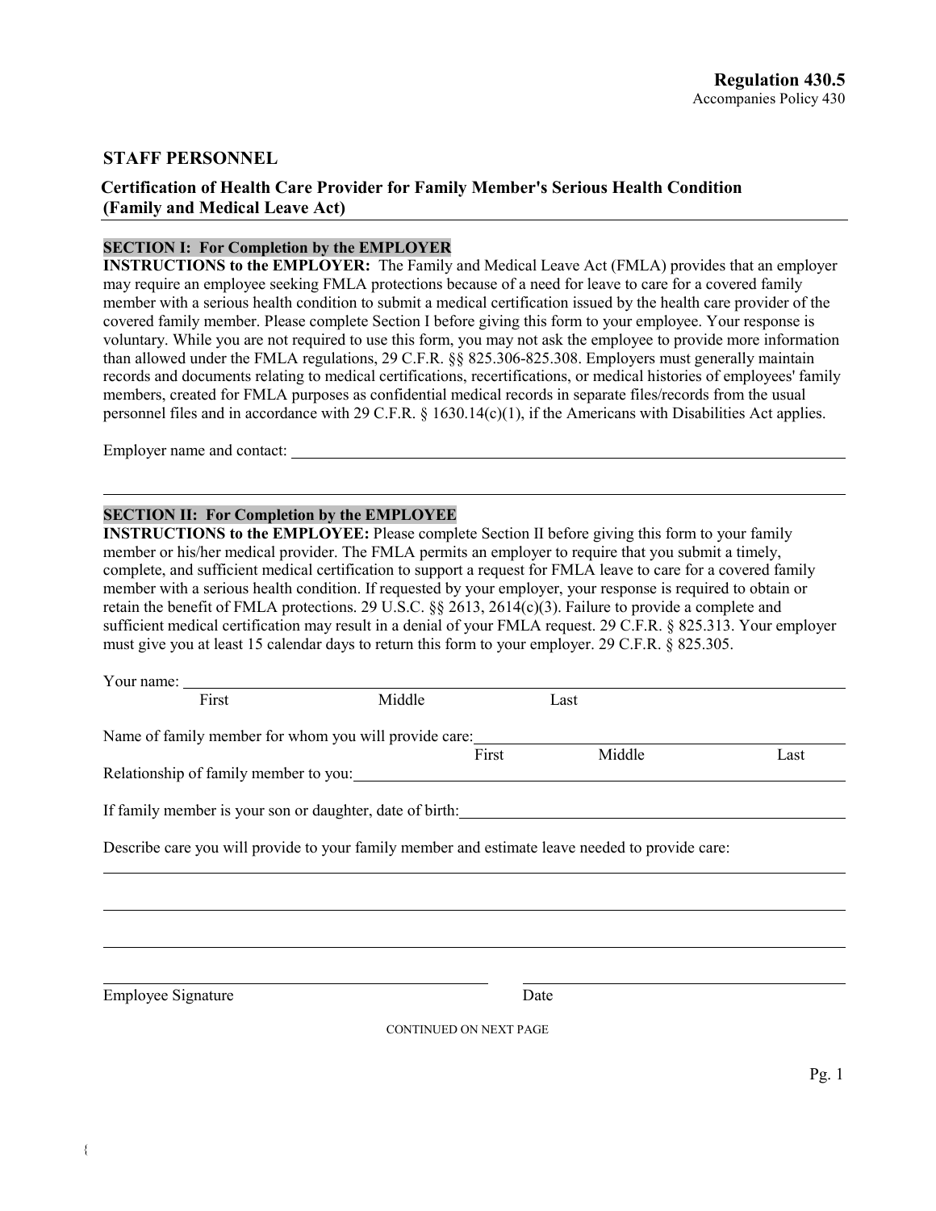**Regulation 430.5**
Accompanies Policy 430

## STAFF PERSONNEL

### Certification of Health Care Provider for Family Member's Serious Health Condition (Family and Medical Leave Act)

**SECTION I: For Completion by the EMPLOYER**

**INSTRUCTIONS to the EMPLOYER:** The Family and Medical Leave Act (FMLA) provides that an employer may require an employee seeking FMLA protections because of a need for leave to care for a covered family member with a serious health condition to submit a medical certification issued by the health care provider of the covered family member. Please complete Section I before giving this form to your employee. Your response is voluntary. While you are not required to use this form, you may not ask the employee to provide more information than allowed under the FMLA regulations, 29 C.F.R. §§ 825.306-825.308. Employers must generally maintain records and documents relating to medical certifications, recertifications, or medical histories of employees' family members, created for FMLA purposes as confidential medical records in separate files/records from the usual personnel files and in accordance with 29 C.F.R. § 1630.14(c)(1), if the Americans with Disabilities Act applies.

Employer name and contact: ______________________________________________

______________________________________________

**SECTION II: For Completion by the EMPLOYEE**

**INSTRUCTIONS to the EMPLOYEE:** Please complete Section II before giving this form to your family member or his/her medical provider. The FMLA permits an employer to require that you submit a timely, complete, and sufficient medical certification to support a request for FMLA leave to care for a covered family member with a serious health condition. If requested by your employer, your response is required to obtain or retain the benefit of FMLA protections. 29 U.S.C. §§ 2613, 2614(c)(3). Failure to provide a complete and sufficient medical certification may result in a denial of your FMLA request. 29 C.F.R. § 825.313. Your employer must give you at least 15 calendar days to return this form to your employer. 29 C.F.R. § 825.305.

Your name: ______________________________________________
First Middle Last

Name of family member for whom you will provide care: ______________________________
First Middle Last

Relationship of family member to you: ______________________________________________

If family member is your son or daughter, date of birth: ______________________________

Describe care you will provide to your family member and estimate leave needed to provide care:

______________________________________________

______________________________________________

______________________________________________

______________________________ ______________________________
Employee Signature Date

CONTINUED ON NEXT PAGE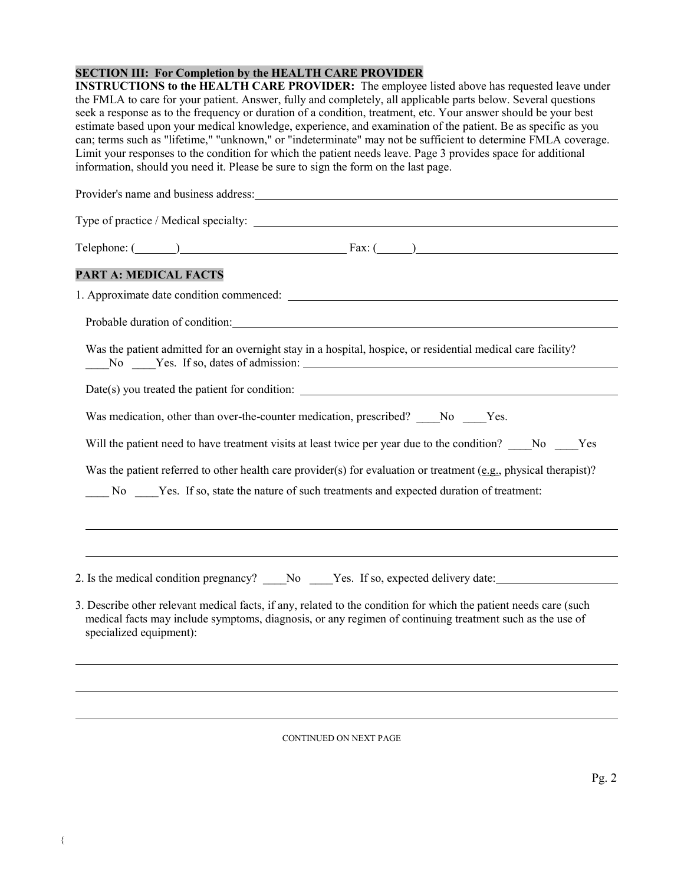**SECTION III: For Completion by the HEALTH CARE PROVIDER**

**INSTRUCTIONS to the HEALTH CARE PROVIDER:** The employee listed above has requested leave under the FMLA to care for your patient. Answer, fully and completely, all applicable parts below. Several questions seek a response as to the frequency or duration of a condition, treatment, etc. Your answer should be your best estimate based upon your medical knowledge, experience, and examination of the patient. Be as specific as you can; terms such as "lifetime," "unknown," or "indeterminate" may not be sufficient to determine FMLA coverage. Limit your responses to the condition for which the patient needs leave. Page 3 provides space for additional information, should you need it. Please be sure to sign the form on the last page.

Provider's name and business address: ______________________________________________

Type of practice / Medical specialty: ______________________________________________

Telephone: (_______)____________________________ Fax: (______)____________________________

**PART A: MEDICAL FACTS**

1. Approximate date condition commenced: ______________________________________________

   Probable duration of condition: ______________________________________________

   Was the patient admitted for an overnight stay in a hospital, hospice, or residential medical care facility?
   ____No ____Yes. If so, dates of admission: ______________________________________________

   Date(s) you treated the patient for condition: ______________________________________________

   Was medication, other than over-the-counter medication, prescribed? ____No ____Yes.

   Will the patient need to have treatment visits at least twice per year due to the condition? ____No ____Yes

   Was the patient referred to other health care provider(s) for evaluation or treatment (e.g., physical therapist)?

   ____ No ____Yes. If so, state the nature of such treatments and expected duration of treatment:

   ______________________________________________________________________________

   ______________________________________________________________________________

2. Is the medical condition pregnancy? ____No ____Yes. If so, expected delivery date: ____________________

3. Describe other relevant medical facts, if any, related to the condition for which the patient needs care (such medical facts may include symptoms, diagnosis, or any regimen of continuing treatment such as the use of specialized equipment):

______________________________________________________________________________

______________________________________________________________________________

______________________________________________________________________________

CONTINUED ON NEXT PAGE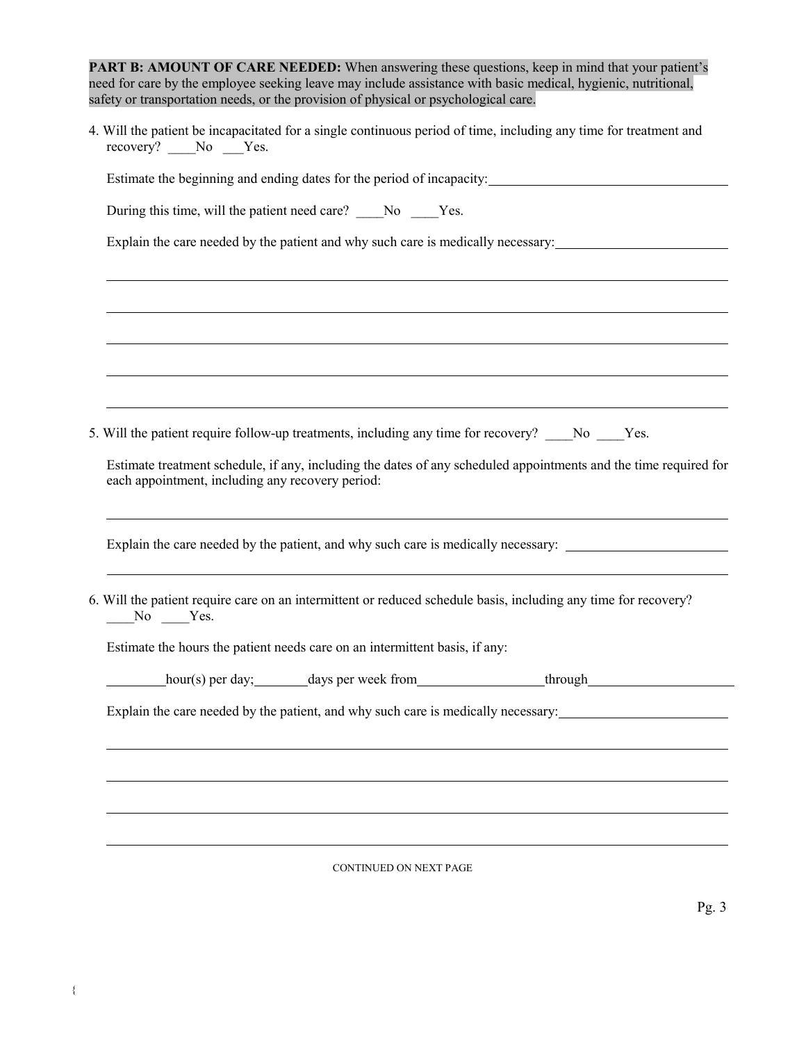**PART B: AMOUNT OF CARE NEEDED:** When answering these questions, keep in mind that your patient's need for care by the employee seeking leave may include assistance with basic medical, hygienic, nutritional, safety or transportation needs, or the provision of physical or psychological care.

4. Will the patient be incapacitated for a single continuous period of time, including any time for treatment and recovery? ____No ___Yes.

   Estimate the beginning and ending dates for the period of incapacity: ____________________________________

   During this time, will the patient need care? ____No ____Yes.

   Explain the care needed by the patient and why such care is medically necessary: __________________________

   ______________________________________________________________________________

   ______________________________________________________________________________

   ______________________________________________________________________________

   ______________________________________________________________________________

   ______________________________________________________________________________

5. Will the patient require follow-up treatments, including any time for recovery? ____No ____Yes.

   Estimate treatment schedule, if any, including the dates of any scheduled appointments and the time required for each appointment, including any recovery period:

   ______________________________________________________________________________

   Explain the care needed by the patient, and why such care is medically necessary: __________________________

   ______________________________________________________________________________

6. Will the patient require care on an intermittent or reduced schedule basis, including any time for recovery? ____No ____Yes.

   Estimate the hours the patient needs care on an intermittent basis, if any:

   ________hour(s) per day; ________days per week from ___________________through ______________________

   Explain the care needed by the patient, and why such care is medically necessary: __________________________

   ______________________________________________________________________________

   ______________________________________________________________________________

   ______________________________________________________________________________

   ______________________________________________________________________________

CONTINUED ON NEXT PAGE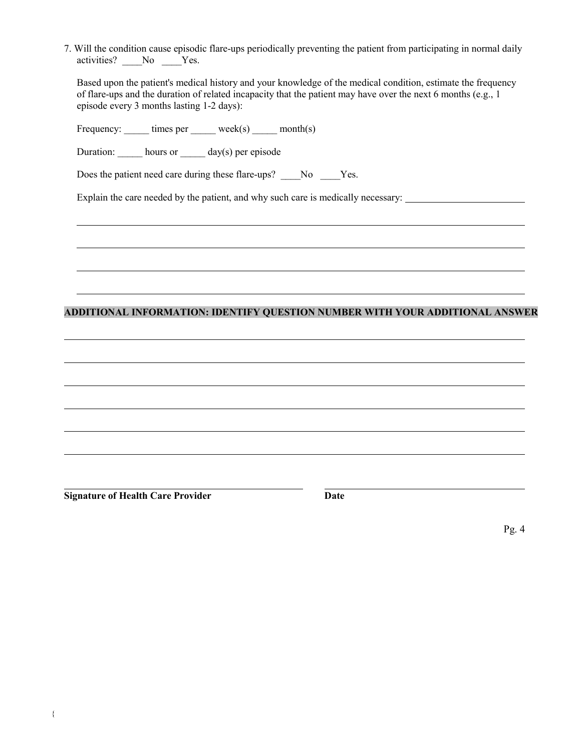7. Will the condition cause episodic flare-ups periodically preventing the patient from participating in normal daily activities? ____No ____Yes.

Based upon the patient's medical history and your knowledge of the medical condition, estimate the frequency of flare-ups and the duration of related incapacity that the patient may have over the next 6 months (e.g., 1 episode every 3 months lasting 1-2 days):

Frequency: _____ times per _____ week(s) _____ month(s)

Duration: _____ hours or _____ day(s) per episode

Does the patient need care during these flare-ups? ____No ____Yes.

Explain the care needed by the patient, and why such care is medically necessary: ________________________

________________________________________________________________________________

________________________________________________________________________________

________________________________________________________________________________

________________________________________________________________________________

**ADDITIONAL INFORMATION: IDENTIFY QUESTION NUMBER WITH YOUR ADDITIONAL ANSWER**

________________________________________________________________________________

________________________________________________________________________________

________________________________________________________________________________

________________________________________________________________________________

________________________________________________________________________________

________________________________________________________________________________

________________________________ ________________________________

**Signature of Health Care Provider** **Date**